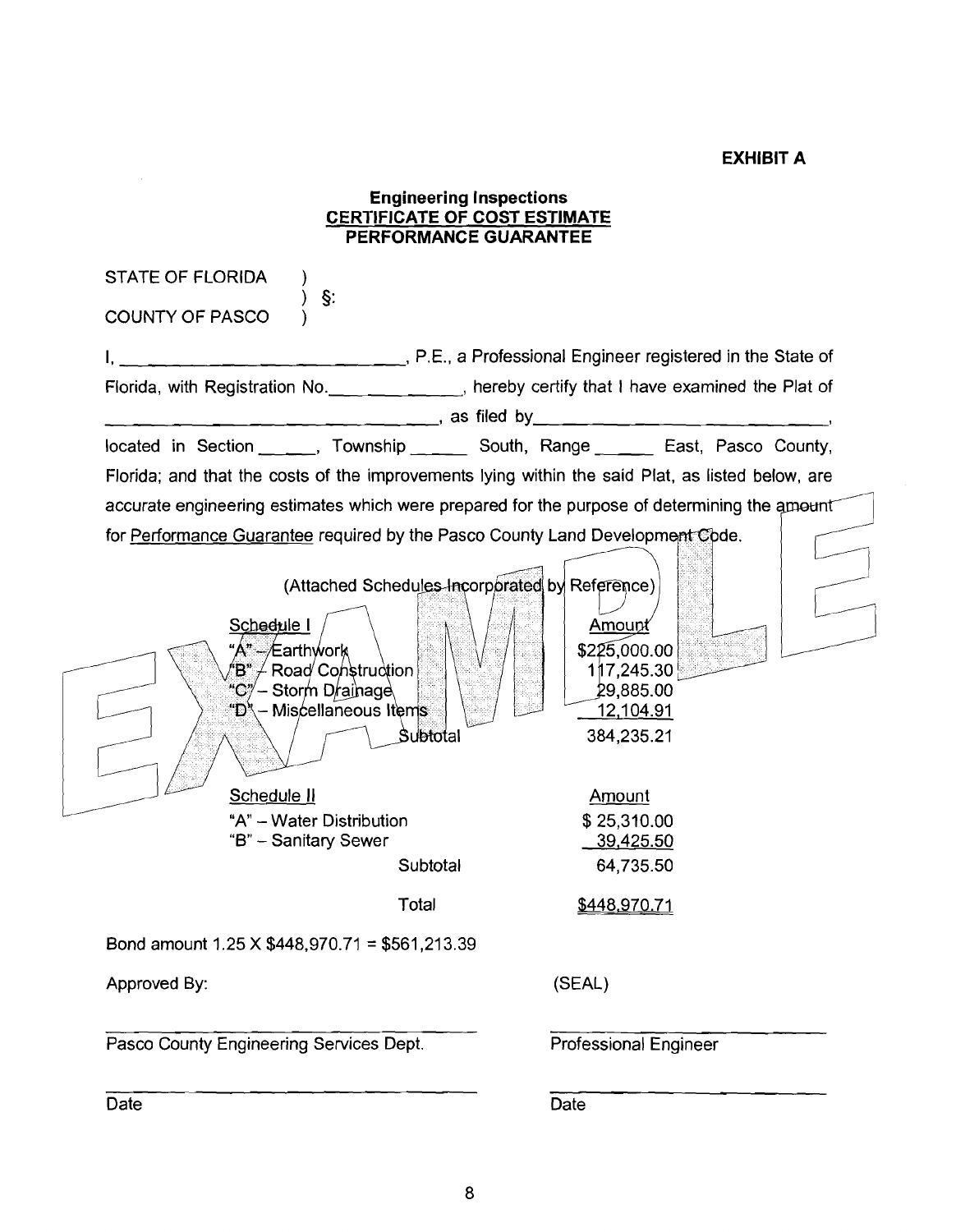**EXHIBIT A**

**Engineering Inspections**
**CERTIFICATE OF COST ESTIMATE**
**PERFORMANCE GUARANTEE**

STATE OF FLORIDA )
) §:
COUNTY OF PASCO )

I, ______________________________, P.E., a Professional Engineer registered in the State of Florida, with Registration No.______________, hereby certify that I have examined the Plat of ______________________________, as filed by______________________________, located in Section ______, Township ______ South, Range ______ East, Pasco County, Florida; and that the costs of the improvements lying within the said Plat, as listed below, are accurate engineering estimates which were prepared for the purpose of determining the amount for Performance Guarantee required by the Pasco County Land Development Code.

(Attached Schedules Incorporated by Reference)

| Schedule I | Amount |
|---|---|
| "A" – Earthwork | $225,000.00 |
| "B" – Road Construction | 117,245.30 |
| "C" – Storm Drainage | 29,885.00 |
| "D" – Miscellaneous Items | 12,104.91 |
| Subtotal | 384,235.21 |

| Schedule II | Amount |
|---|---|
| "A" – Water Distribution | $ 25,310.00 |
| "B" – Sanitary Sewer | 39,425.50 |
| Subtotal | 64,735.50 |
| Total | $448,970.71 |

Bond amount 1.25 X $448,970.71 = $561,213.39

Approved By: (SEAL)

______________________________ ______________________________
Pasco County Engineering Services Dept. Professional Engineer

______________________________ ______________________________
Date Date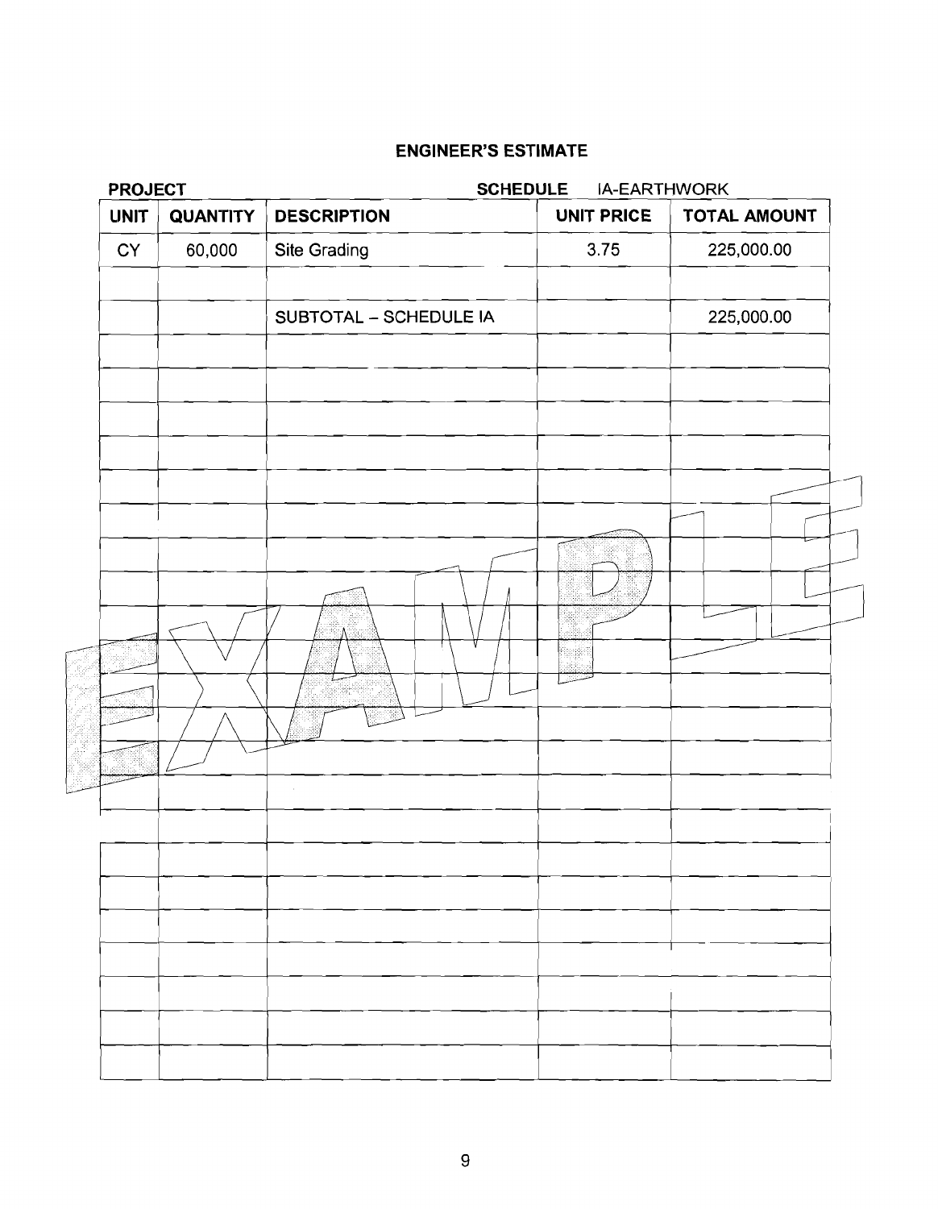**ENGINEER'S ESTIMATE**

**PROJECT** **SCHEDULE** IA-EARTHWORK

| UNIT | QUANTITY | DESCRIPTION | UNIT PRICE | TOTAL AMOUNT |
|---|---|---|---|---|
| CY | 60,000 | Site Grading | 3.75 | 225,000.00 |
| | | | | |
| | | SUBTOTAL – SCHEDULE IA | | 225,000.00 |

EXAMPLE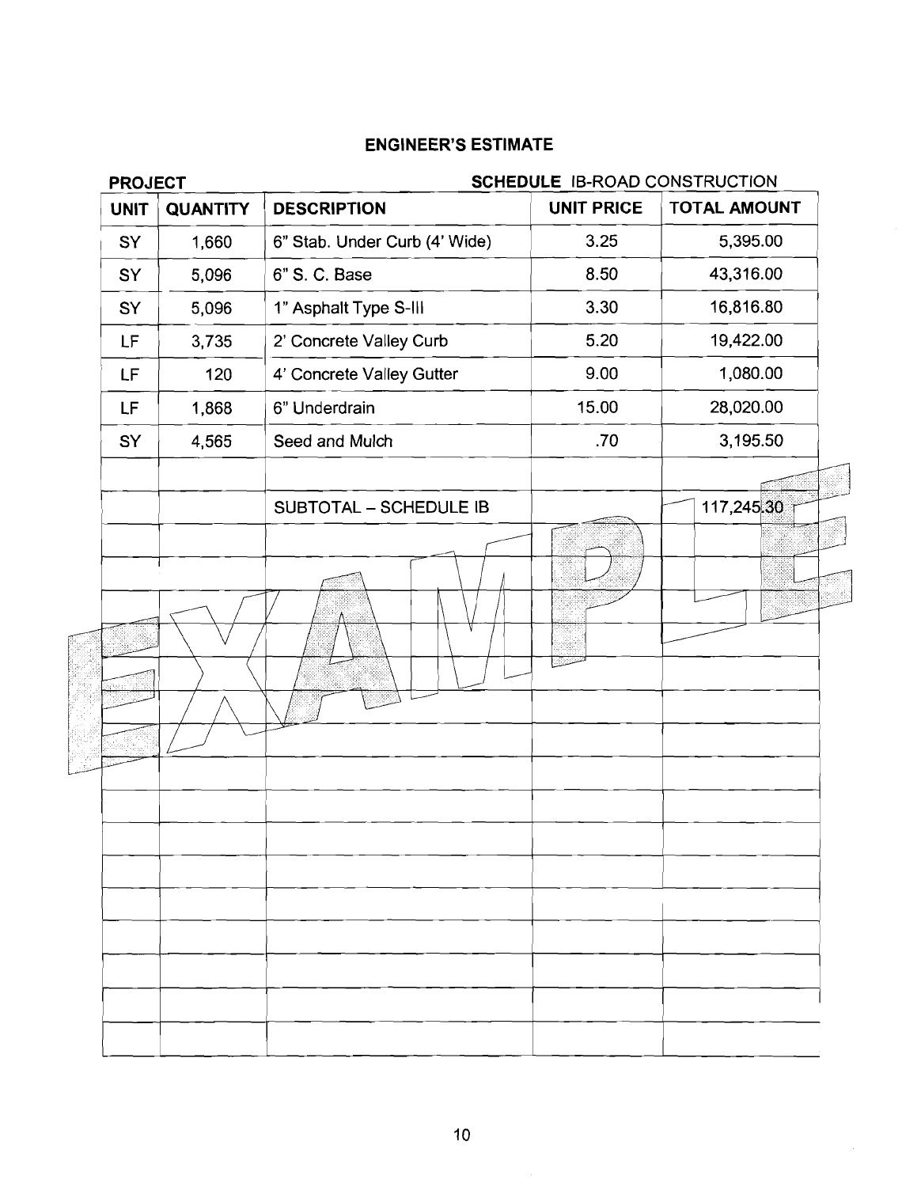## ENGINEER'S ESTIMATE

**PROJECT** **SCHEDULE** IB-ROAD CONSTRUCTION

| UNIT | QUANTITY | DESCRIPTION | UNIT PRICE | TOTAL AMOUNT |
|---|---|---|---|---|
| SY | 1,660 | 6" Stab. Under Curb (4' Wide) | 3.25 | 5,395.00 |
| SY | 5,096 | 6" S. C. Base | 8.50 | 43,316.00 |
| SY | 5,096 | 1" Asphalt Type S-III | 3.30 | 16,816.80 |
| LF | 3,735 | 2' Concrete Valley Curb | 5.20 | 19,422.00 |
| LF | 120 | 4' Concrete Valley Gutter | 9.00 | 1,080.00 |
| LF | 1,868 | 6" Underdrain | 15.00 | 28,020.00 |
| SY | 4,565 | Seed and Mulch | .70 | 3,195.50 |
| | | | | |
| | | SUBTOTAL – SCHEDULE IB | | 117,245.30 |

EXAMPLE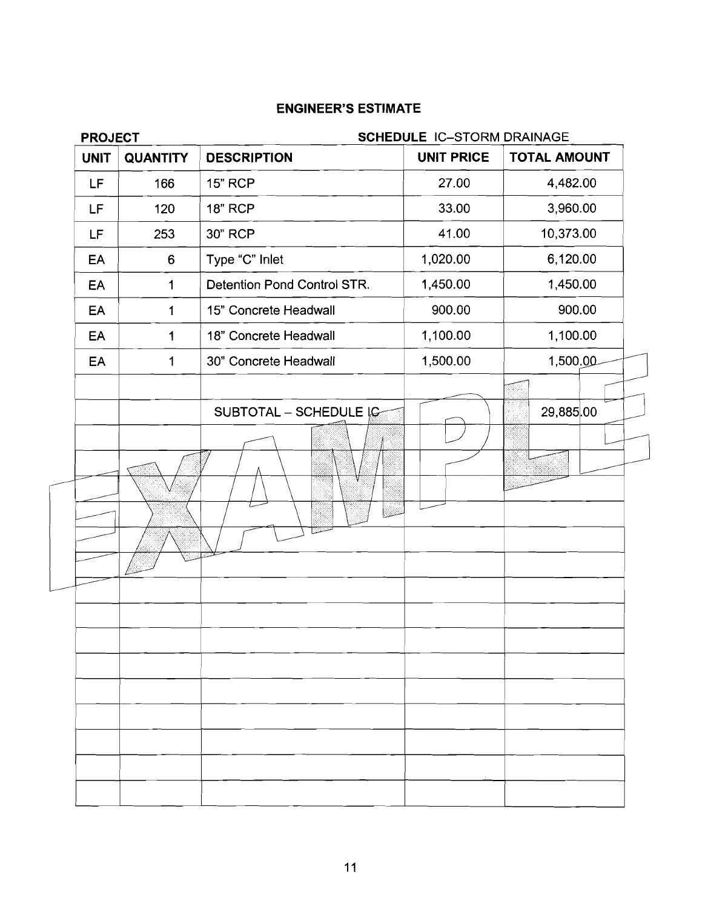## ENGINEER'S ESTIMATE

**PROJECT** **SCHEDULE** IC–STORM DRAINAGE

| UNIT | QUANTITY | DESCRIPTION | UNIT PRICE | TOTAL AMOUNT |
|---|---|---|---|---|
| LF | 166 | 15" RCP | 27.00 | 4,482.00 |
| LF | 120 | 18" RCP | 33.00 | 3,960.00 |
| LF | 253 | 30" RCP | 41.00 | 10,373.00 |
| EA | 6 | Type "C" Inlet | 1,020.00 | 6,120.00 |
| EA | 1 | Detention Pond Control STR. | 1,450.00 | 1,450.00 |
| EA | 1 | 15" Concrete Headwall | 900.00 | 900.00 |
| EA | 1 | 18" Concrete Headwall | 1,100.00 | 1,100.00 |
| EA | 1 | 30" Concrete Headwall | 1,500.00 | 1,500.00 |
| | | | | |
| | | SUBTOTAL – SCHEDULE IC | | 29,885.00 |
| | | | | |
| | | | | |
| | | | | |
| | | | | |
| | | | | |
| | | | | |
| | | | | |
| | | | | |
| | | | | |
| | | | | |
| | | | | |
| | | | | |
| | | | | |
| | | | | |
| | | | | |

EXAMPLE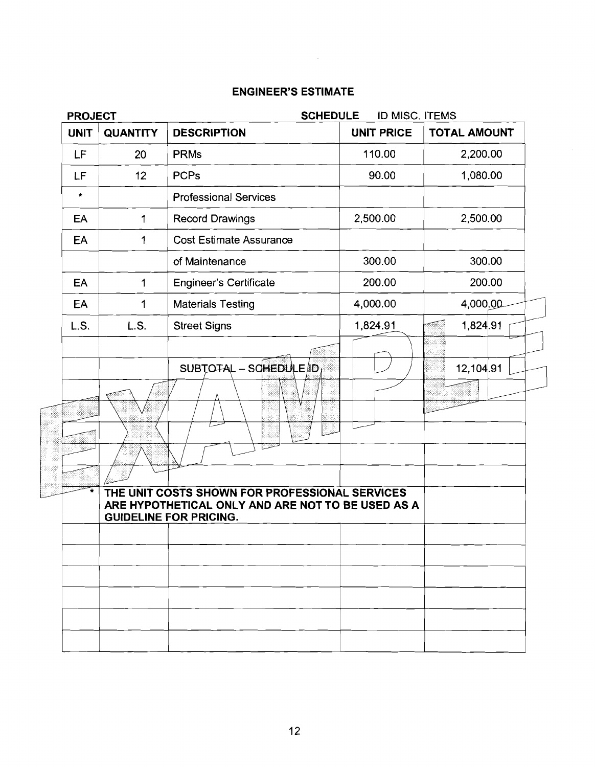## ENGINEER'S ESTIMATE

**PROJECT** **SCHEDULE** ID MISC. ITEMS

| UNIT | QUANTITY | DESCRIPTION | UNIT PRICE | TOTAL AMOUNT |
|---|---|---|---|---|
| LF | 20 | PRMs | 110.00 | 2,200.00 |
| LF | 12 | PCPs | 90.00 | 1,080.00 |
| * | | Professional Services | | |
| EA | 1 | Record Drawings | 2,500.00 | 2,500.00 |
| EA | 1 | Cost Estimate Assurance | | |
| | | of Maintenance | 300.00 | 300.00 |
| EA | 1 | Engineer's Certificate | 200.00 | 200.00 |
| EA | 1 | Materials Testing | 4,000.00 | 4,000.00 |
| L.S. | L.S. | Street Signs | 1,824.91 | 1,824.91 |
| | | | | |
| | | SUBTOTAL – SCHEDULE ID | | 12,104.91 |
| | | | | |
| | | | | |
| | | | | |
| | | | | |
| | | | | |
| * | **THE UNIT COSTS SHOWN FOR PROFESSIONAL SERVICES ARE HYPOTHETICAL ONLY AND ARE NOT TO BE USED AS A GUIDELINE FOR PRICING.** | | | |
| | | | | |
| | | | | |
| | | | | |
| | | | | |
| | | | | |
| | | | | |

EXAMPLE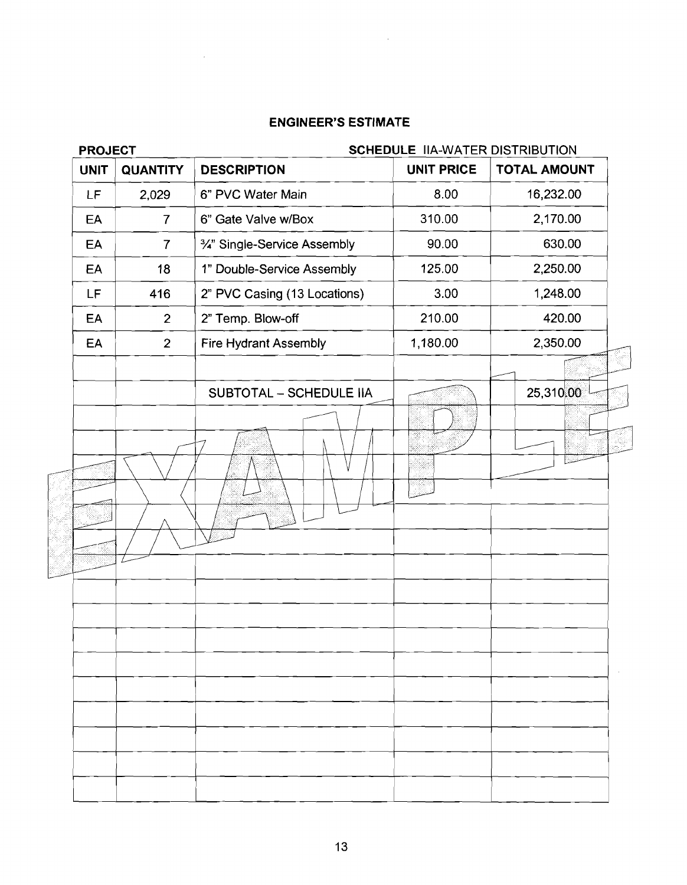## ENGINEER'S ESTIMATE

**PROJECT** **SCHEDULE** IIA-WATER DISTRIBUTION

| UNIT | QUANTITY | DESCRIPTION | UNIT PRICE | TOTAL AMOUNT |
|---|---|---|---|---|
| LF | 2,029 | 6" PVC Water Main | 8.00 | 16,232.00 |
| EA | 7 | 6" Gate Valve w/Box | 310.00 | 2,170.00 |
| EA | 7 | ¾" Single-Service Assembly | 90.00 | 630.00 |
| EA | 18 | 1" Double-Service Assembly | 125.00 | 2,250.00 |
| LF | 416 | 2" PVC Casing (13 Locations) | 3.00 | 1,248.00 |
| EA | 2 | 2" Temp. Blow-off | 210.00 | 420.00 |
| EA | 2 | Fire Hydrant Assembly | 1,180.00 | 2,350.00 |
| | | | | |
| | | SUBTOTAL – SCHEDULE IIA | | 25,310.00 |
| | | | | |
| | | | | |
| | | | | |
| | | | | |
| | | | | |
| | | | | |
| | | | | |
| | | | | |
| | | | | |
| | | | | |
| | | | | |
| | | | | |
| | | | | |
| | | | | |
| | | | | |

EXAMPLE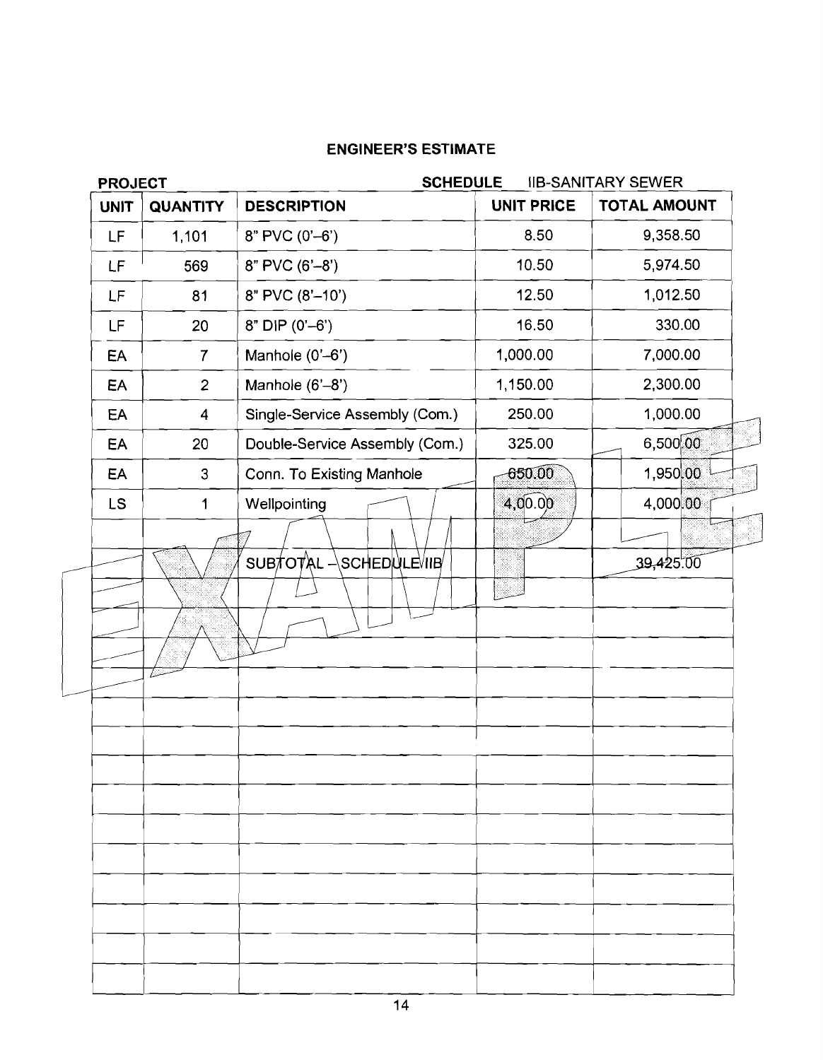## ENGINEER'S ESTIMATE

**PROJECT** ____________ **SCHEDULE** IIB-SANITARY SEWER

| UNIT | QUANTITY | DESCRIPTION | UNIT PRICE | TOTAL AMOUNT |
|---|---|---|---|---|
| LF | 1,101 | 8" PVC (0'–6') | 8.50 | 9,358.50 |
| LF | 569 | 8" PVC (6'–8') | 10.50 | 5,974.50 |
| LF | 81 | 8" PVC (8'–10') | 12.50 | 1,012.50 |
| LF | 20 | 8" DIP (0'–6') | 16.50 | 330.00 |
| EA | 7 | Manhole (0'–6') | 1,000.00 | 7,000.00 |
| EA | 2 | Manhole (6'–8') | 1,150.00 | 2,300.00 |
| EA | 4 | Single-Service Assembly (Com.) | 250.00 | 1,000.00 |
| EA | 20 | Double-Service Assembly (Com.) | 325.00 | 6,500.00 |
| EA | 3 | Conn. To Existing Manhole | 650.00 | 1,950.00 |
| LS | 1 | Wellpointing | 4,00.00 | 4,000.00 |
| | | | | |
| | | SUBTOTAL – SCHEDULE IIB | | 39,425.00 |

EXAMPLE